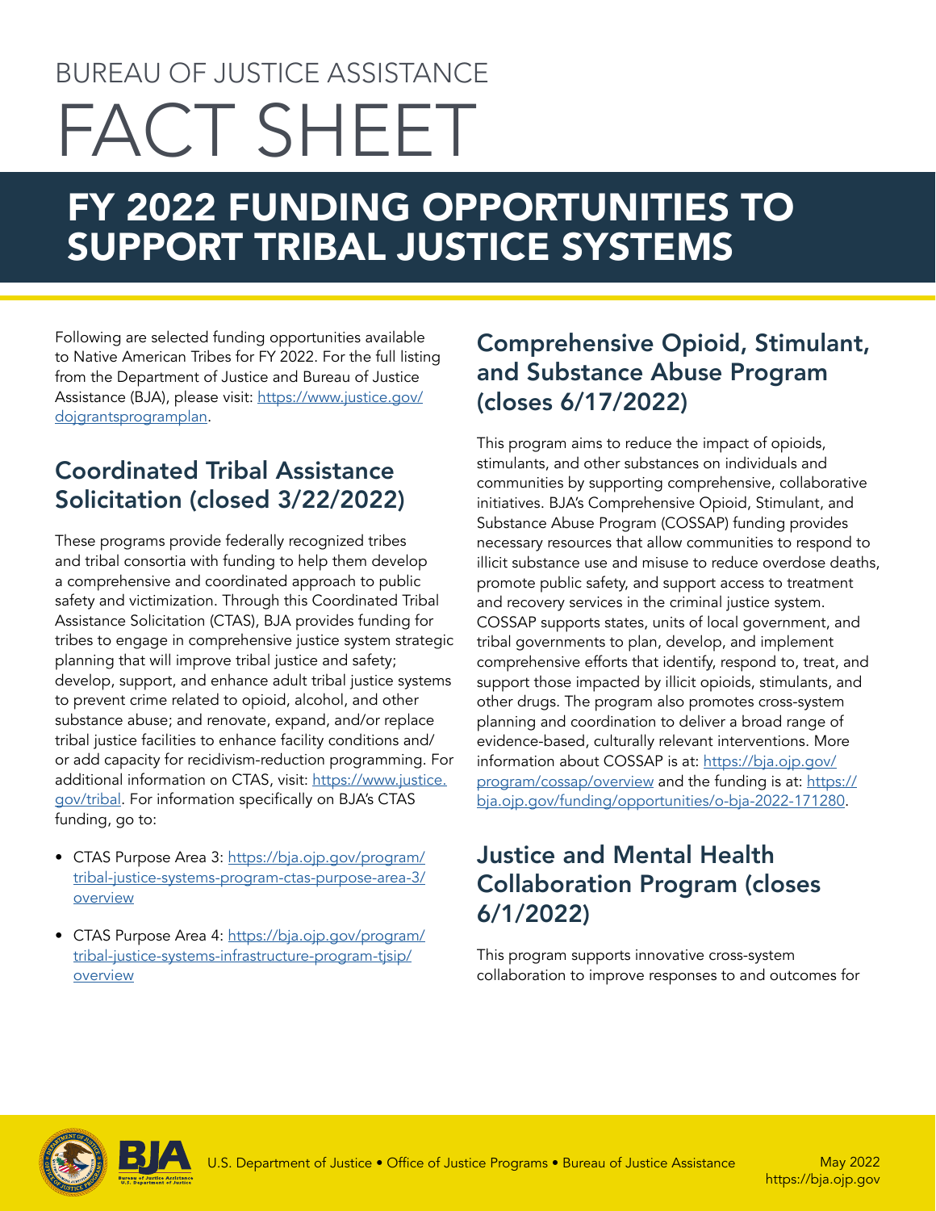BUREAU OF JUSTICE ASSISTANCE

# FACT SHEET

# FY 2022 FUNDING OPPORTUNITIES TO SUPPORT TRIBAL JUSTICE SYSTEMS

Following are selected funding opportunities available to Native American Tribes for FY 2022. For the full listing from the Department of Justice and Bureau of Justice Assistance (BJA), please visit: https://www.justice.gov/dojgrantsprogramplan.

## Coordinated Tribal Assistance Solicitation (closed 3/22/2022)

These programs provide federally recognized tribes and tribal consortia with funding to help them develop a comprehensive and coordinated approach to public safety and victimization. Through this Coordinated Tribal Assistance Solicitation (CTAS), BJA provides funding for tribes to engage in comprehensive justice system strategic planning that will improve tribal justice and safety; develop, support, and enhance adult tribal justice systems to prevent crime related to opioid, alcohol, and other substance abuse; and renovate, expand, and/or replace tribal justice facilities to enhance facility conditions and/or add capacity for recidivism-reduction programming. For additional information on CTAS, visit: https://www.justice.gov/tribal. For information specifically on BJA's CTAS funding, go to:

- CTAS Purpose Area 3: https://bja.ojp.gov/program/tribal-justice-systems-program-ctas-purpose-area-3/overview
- CTAS Purpose Area 4: https://bja.ojp.gov/program/tribal-justice-systems-infrastructure-program-tjsip/overview

## Comprehensive Opioid, Stimulant, and Substance Abuse Program (closes 6/17/2022)

This program aims to reduce the impact of opioids, stimulants, and other substances on individuals and communities by supporting comprehensive, collaborative initiatives. BJA's Comprehensive Opioid, Stimulant, and Substance Abuse Program (COSSAP) funding provides necessary resources that allow communities to respond to illicit substance use and misuse to reduce overdose deaths, promote public safety, and support access to treatment and recovery services in the criminal justice system. COSSAP supports states, units of local government, and tribal governments to plan, develop, and implement comprehensive efforts that identify, respond to, treat, and support those impacted by illicit opioids, stimulants, and other drugs. The program also promotes cross-system planning and coordination to deliver a broad range of evidence-based, culturally relevant interventions. More information about COSSAP is at: https://bja.ojp.gov/program/cossap/overview and the funding is at: https://bja.ojp.gov/funding/opportunities/o-bja-2022-171280.

## Justice and Mental Health Collaboration Program (closes 6/1/2022)

This program supports innovative cross-system collaboration to improve responses to and outcomes for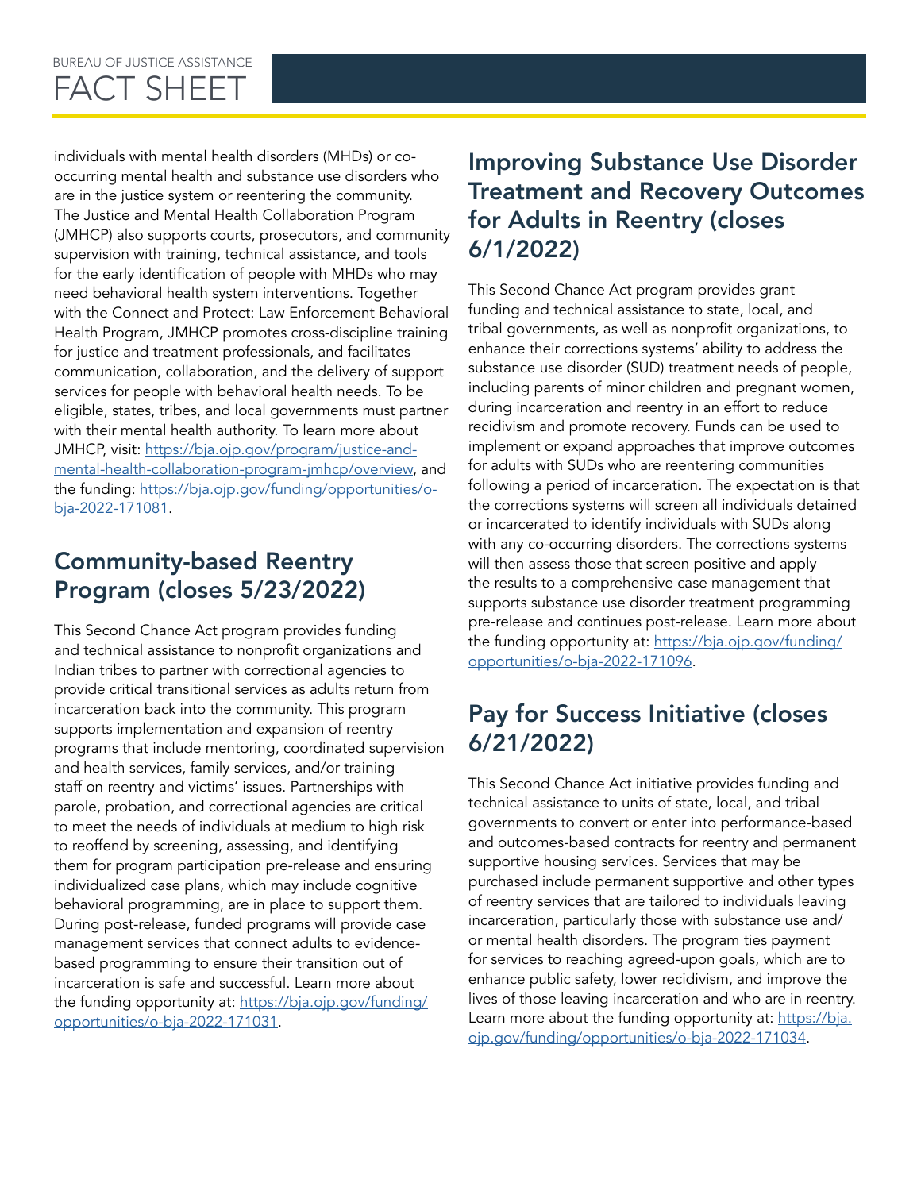individuals with mental health disorders (MHDs) or co-occurring mental health and substance use disorders who are in the justice system or reentering the community. The Justice and Mental Health Collaboration Program (JMHCP) also supports courts, prosecutors, and community supervision with training, technical assistance, and tools for the early identification of people with MHDs who may need behavioral health system interventions. Together with the Connect and Protect: Law Enforcement Behavioral Health Program, JMHCP promotes cross-discipline training for justice and treatment professionals, and facilitates communication, collaboration, and the delivery of support services for people with behavioral health needs. To be eligible, states, tribes, and local governments must partner with their mental health authority. To learn more about JMHCP, visit: [https://bja.ojp.gov/program/justice-and-mental-health-collaboration-program-jmhcp/overview](https://bja.ojp.gov/program/justice-and-mental-health-collaboration-program-jmhcp/overview), and the funding: [https://bja.ojp.gov/funding/opportunities/o-bja-2022-171081](https://bja.ojp.gov/funding/opportunities/o-bja-2022-171081).

## Community-based Reentry Program (closes 5/23/2022)

This Second Chance Act program provides funding and technical assistance to nonprofit organizations and Indian tribes to partner with correctional agencies to provide critical transitional services as adults return from incarceration back into the community. This program supports implementation and expansion of reentry programs that include mentoring, coordinated supervision and health services, family services, and/or training staff on reentry and victims' issues. Partnerships with parole, probation, and correctional agencies are critical to meet the needs of individuals at medium to high risk to reoffend by screening, assessing, and identifying them for program participation pre-release and ensuring individualized case plans, which may include cognitive behavioral programming, are in place to support them. During post-release, funded programs will provide case management services that connect adults to evidence-based programming to ensure their transition out of incarceration is safe and successful. Learn more about the funding opportunity at: [https://bja.ojp.gov/funding/opportunities/o-bja-2022-171031](https://bja.ojp.gov/funding/opportunities/o-bja-2022-171031).

## Improving Substance Use Disorder Treatment and Recovery Outcomes for Adults in Reentry (closes 6/1/2022)

This Second Chance Act program provides grant funding and technical assistance to state, local, and tribal governments, as well as nonprofit organizations, to enhance their corrections systems' ability to address the substance use disorder (SUD) treatment needs of people, including parents of minor children and pregnant women, during incarceration and reentry in an effort to reduce recidivism and promote recovery. Funds can be used to implement or expand approaches that improve outcomes for adults with SUDs who are reentering communities following a period of incarceration. The expectation is that the corrections systems will screen all individuals detained or incarcerated to identify individuals with SUDs along with any co-occurring disorders. The corrections systems will then assess those that screen positive and apply the results to a comprehensive case management that supports substance use disorder treatment programming pre-release and continues post-release. Learn more about the funding opportunity at: [https://bja.ojp.gov/funding/opportunities/o-bja-2022-171096](https://bja.ojp.gov/funding/opportunities/o-bja-2022-171096).

## Pay for Success Initiative (closes 6/21/2022)

This Second Chance Act initiative provides funding and technical assistance to units of state, local, and tribal governments to convert or enter into performance-based and outcomes-based contracts for reentry and permanent supportive housing services. Services that may be purchased include permanent supportive and other types of reentry services that are tailored to individuals leaving incarceration, particularly those with substance use and/or mental health disorders. The program ties payment for services to reaching agreed-upon goals, which are to enhance public safety, lower recidivism, and improve the lives of those leaving incarceration and who are in reentry. Learn more about the funding opportunity at: [https://bja.ojp.gov/funding/opportunities/o-bja-2022-171034](https://bja.ojp.gov/funding/opportunities/o-bja-2022-171034).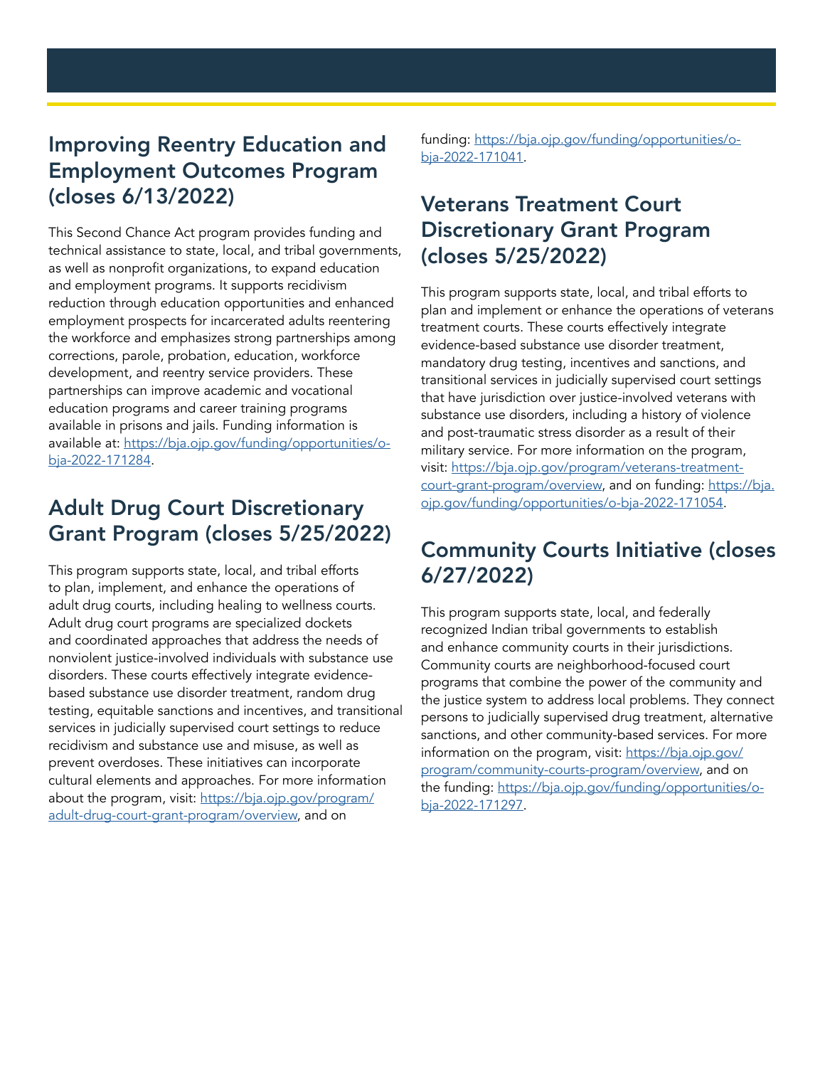## Improving Reentry Education and Employment Outcomes Program (closes 6/13/2022)

This Second Chance Act program provides funding and technical assistance to state, local, and tribal governments, as well as nonprofit organizations, to expand education and employment programs. It supports recidivism reduction through education opportunities and enhanced employment prospects for incarcerated adults reentering the workforce and emphasizes strong partnerships among corrections, parole, probation, education, workforce development, and reentry service providers. These partnerships can improve academic and vocational education programs and career training programs available in prisons and jails. Funding information is available at: https://bja.ojp.gov/funding/opportunities/o-bja-2022-171284.

## Adult Drug Court Discretionary Grant Program (closes 5/25/2022)

This program supports state, local, and tribal efforts to plan, implement, and enhance the operations of adult drug courts, including healing to wellness courts. Adult drug court programs are specialized dockets and coordinated approaches that address the needs of nonviolent justice-involved individuals with substance use disorders. These courts effectively integrate evidence-based substance use disorder treatment, random drug testing, equitable sanctions and incentives, and transitional services in judicially supervised court settings to reduce recidivism and substance use and misuse, as well as prevent overdoses. These initiatives can incorporate cultural elements and approaches. For more information about the program, visit: https://bja.ojp.gov/program/adult-drug-court-grant-program/overview, and on funding: https://bja.ojp.gov/funding/opportunities/o-bja-2022-171041.

## Veterans Treatment Court Discretionary Grant Program (closes 5/25/2022)

This program supports state, local, and tribal efforts to plan and implement or enhance the operations of veterans treatment courts. These courts effectively integrate evidence-based substance use disorder treatment, mandatory drug testing, incentives and sanctions, and transitional services in judicially supervised court settings that have jurisdiction over justice-involved veterans with substance use disorders, including a history of violence and post-traumatic stress disorder as a result of their military service. For more information on the program, visit: https://bja.ojp.gov/program/veterans-treatment-court-grant-program/overview, and on funding: https://bja.ojp.gov/funding/opportunities/o-bja-2022-171054.

## Community Courts Initiative (closes 6/27/2022)

This program supports state, local, and federally recognized Indian tribal governments to establish and enhance community courts in their jurisdictions. Community courts are neighborhood-focused court programs that combine the power of the community and the justice system to address local problems. They connect persons to judicially supervised drug treatment, alternative sanctions, and other community-based services. For more information on the program, visit: https://bja.ojp.gov/program/community-courts-program/overview, and on the funding: https://bja.ojp.gov/funding/opportunities/o-bja-2022-171297.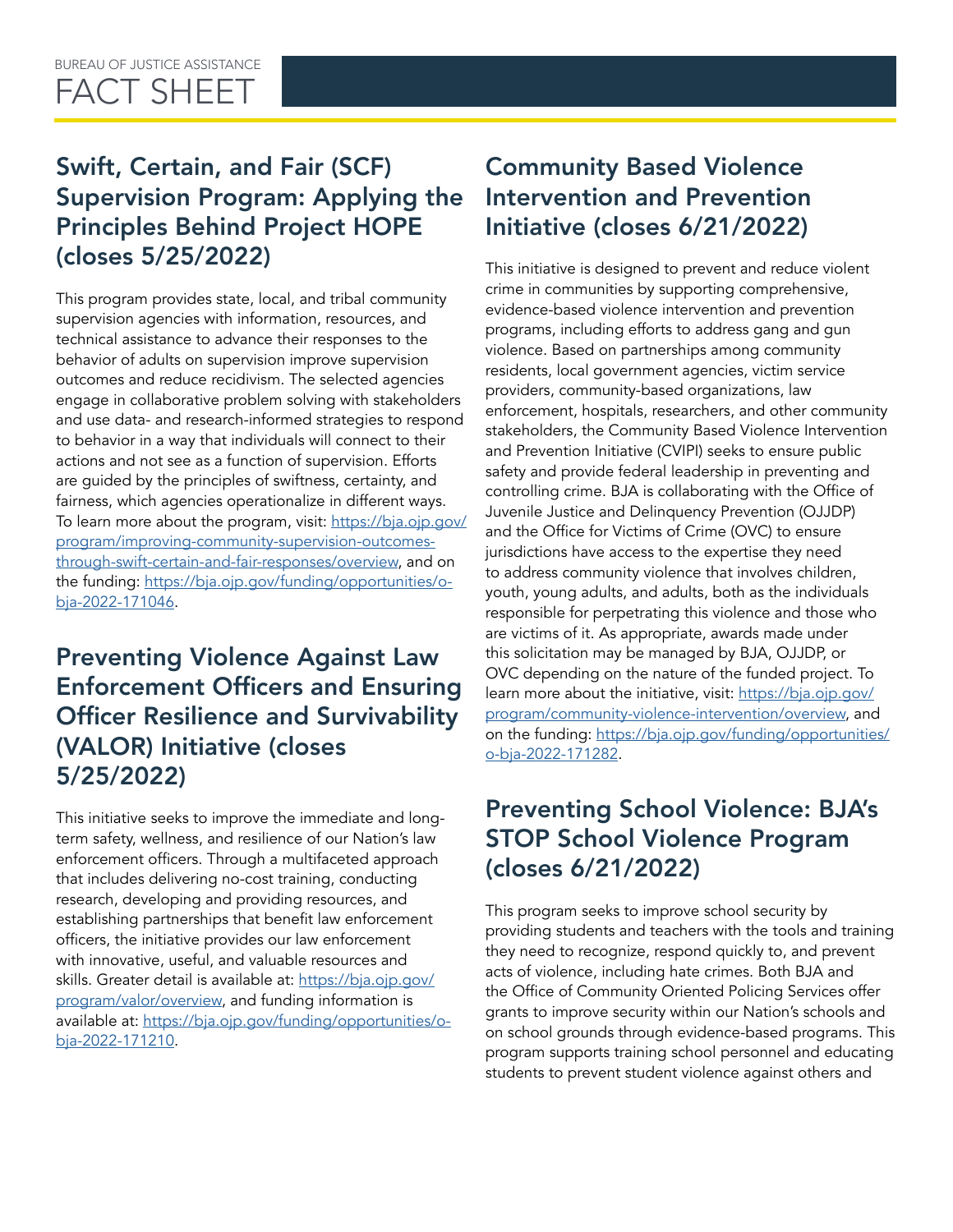# BUREAU OF JUSTICE ASSISTANCE FACT SHEET

## Swift, Certain, and Fair (SCF) Supervision Program: Applying the Principles Behind Project HOPE (closes 5/25/2022)

This program provides state, local, and tribal community supervision agencies with information, resources, and technical assistance to advance their responses to the behavior of adults on supervision improve supervision outcomes and reduce recidivism. The selected agencies engage in collaborative problem solving with stakeholders and use data- and research-informed strategies to respond to behavior in a way that individuals will connect to their actions and not see as a function of supervision. Efforts are guided by the principles of swiftness, certainty, and fairness, which agencies operationalize in different ways. To learn more about the program, visit: https://bja.ojp.gov/program/improving-community-supervision-outcomes-through-swift-certain-and-fair-responses/overview, and on the funding: https://bja.ojp.gov/funding/opportunities/o-bja-2022-171046.

## Preventing Violence Against Law Enforcement Officers and Ensuring Officer Resilience and Survivability (VALOR) Initiative (closes 5/25/2022)

This initiative seeks to improve the immediate and long-term safety, wellness, and resilience of our Nation's law enforcement officers. Through a multifaceted approach that includes delivering no-cost training, conducting research, developing and providing resources, and establishing partnerships that benefit law enforcement officers, the initiative provides our law enforcement with innovative, useful, and valuable resources and skills. Greater detail is available at: https://bja.ojp.gov/program/valor/overview, and funding information is available at: https://bja.ojp.gov/funding/opportunities/o-bja-2022-171210.

## Community Based Violence Intervention and Prevention Initiative (closes 6/21/2022)

This initiative is designed to prevent and reduce violent crime in communities by supporting comprehensive, evidence-based violence intervention and prevention programs, including efforts to address gang and gun violence. Based on partnerships among community residents, local government agencies, victim service providers, community-based organizations, law enforcement, hospitals, researchers, and other community stakeholders, the Community Based Violence Intervention and Prevention Initiative (CVIPI) seeks to ensure public safety and provide federal leadership in preventing and controlling crime. BJA is collaborating with the Office of Juvenile Justice and Delinquency Prevention (OJJDP) and the Office for Victims of Crime (OVC) to ensure jurisdictions have access to the expertise they need to address community violence that involves children, youth, young adults, and adults, both as the individuals responsible for perpetrating this violence and those who are victims of it. As appropriate, awards made under this solicitation may be managed by BJA, OJJDP, or OVC depending on the nature of the funded project. To learn more about the initiative, visit: https://bja.ojp.gov/program/community-violence-intervention/overview, and on the funding: https://bja.ojp.gov/funding/opportunities/o-bja-2022-171282.

## Preventing School Violence: BJA's STOP School Violence Program (closes 6/21/2022)

This program seeks to improve school security by providing students and teachers with the tools and training they need to recognize, respond quickly to, and prevent acts of violence, including hate crimes. Both BJA and the Office of Community Oriented Policing Services offer grants to improve security within our Nation's schools and on school grounds through evidence-based programs. This program supports training school personnel and educating students to prevent student violence against others and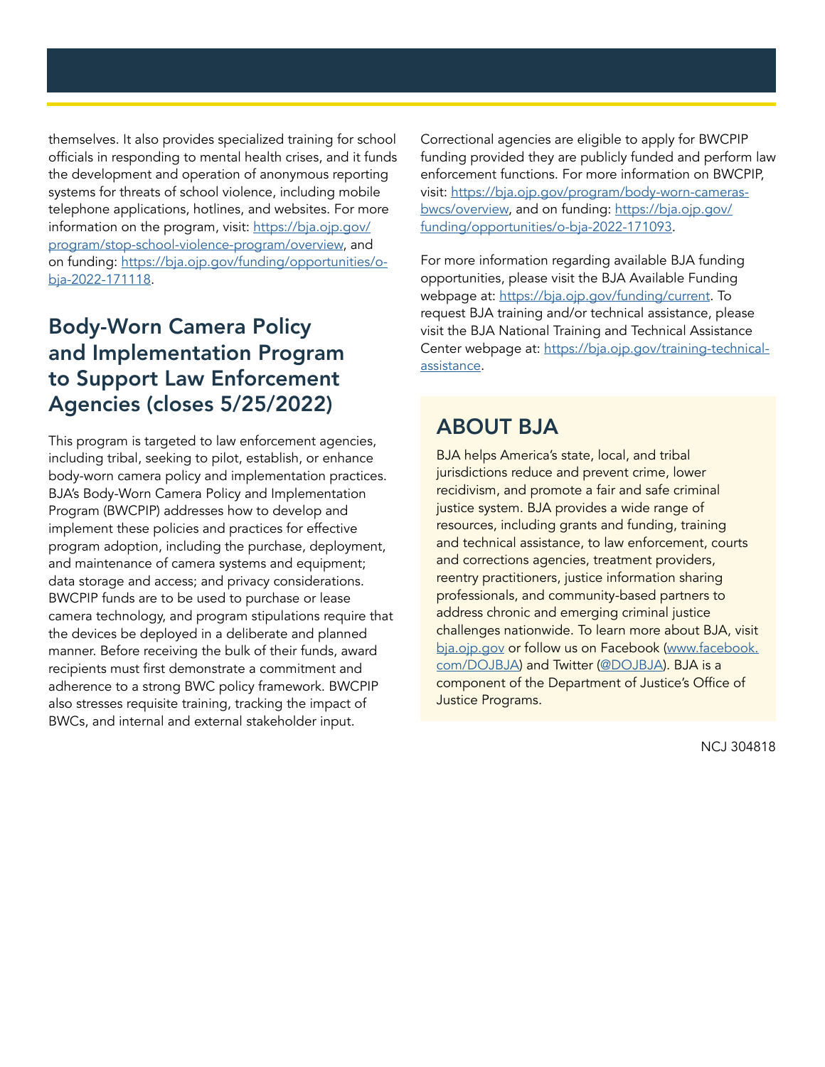themselves. It also provides specialized training for school officials in responding to mental health crises, and it funds the development and operation of anonymous reporting systems for threats of school violence, including mobile telephone applications, hotlines, and websites. For more information on the program, visit: https://bja.ojp.gov/program/stop-school-violence-program/overview, and on funding: https://bja.ojp.gov/funding/opportunities/o-bja-2022-171118.

## Body-Worn Camera Policy and Implementation Program to Support Law Enforcement Agencies (closes 5/25/2022)

This program is targeted to law enforcement agencies, including tribal, seeking to pilot, establish, or enhance body-worn camera policy and implementation practices. BJA's Body-Worn Camera Policy and Implementation Program (BWCPIP) addresses how to develop and implement these policies and practices for effective program adoption, including the purchase, deployment, and maintenance of camera systems and equipment; data storage and access; and privacy considerations. BWCPIP funds are to be used to purchase or lease camera technology, and program stipulations require that the devices be deployed in a deliberate and planned manner. Before receiving the bulk of their funds, award recipients must first demonstrate a commitment and adherence to a strong BWC policy framework. BWCPIP also stresses requisite training, tracking the impact of BWCs, and internal and external stakeholder input.

Correctional agencies are eligible to apply for BWCPIP funding provided they are publicly funded and perform law enforcement functions. For more information on BWCPIP, visit: https://bja.ojp.gov/program/body-worn-cameras-bwcs/overview, and on funding: https://bja.ojp.gov/funding/opportunities/o-bja-2022-171093.

For more information regarding available BJA funding opportunities, please visit the BJA Available Funding webpage at: https://bja.ojp.gov/funding/current. To request BJA training and/or technical assistance, please visit the BJA National Training and Technical Assistance Center webpage at: https://bja.ojp.gov/training-technical-assistance.

## ABOUT BJA

BJA helps America's state, local, and tribal jurisdictions reduce and prevent crime, lower recidivism, and promote a fair and safe criminal justice system. BJA provides a wide range of resources, including grants and funding, training and technical assistance, to law enforcement, courts and corrections agencies, treatment providers, reentry practitioners, justice information sharing professionals, and community-based partners to address chronic and emerging criminal justice challenges nationwide. To learn more about BJA, visit bja.ojp.gov or follow us on Facebook (www.facebook.com/DOJBJA) and Twitter (@DOJBJA). BJA is a component of the Department of Justice's Office of Justice Programs.

NCJ 304818